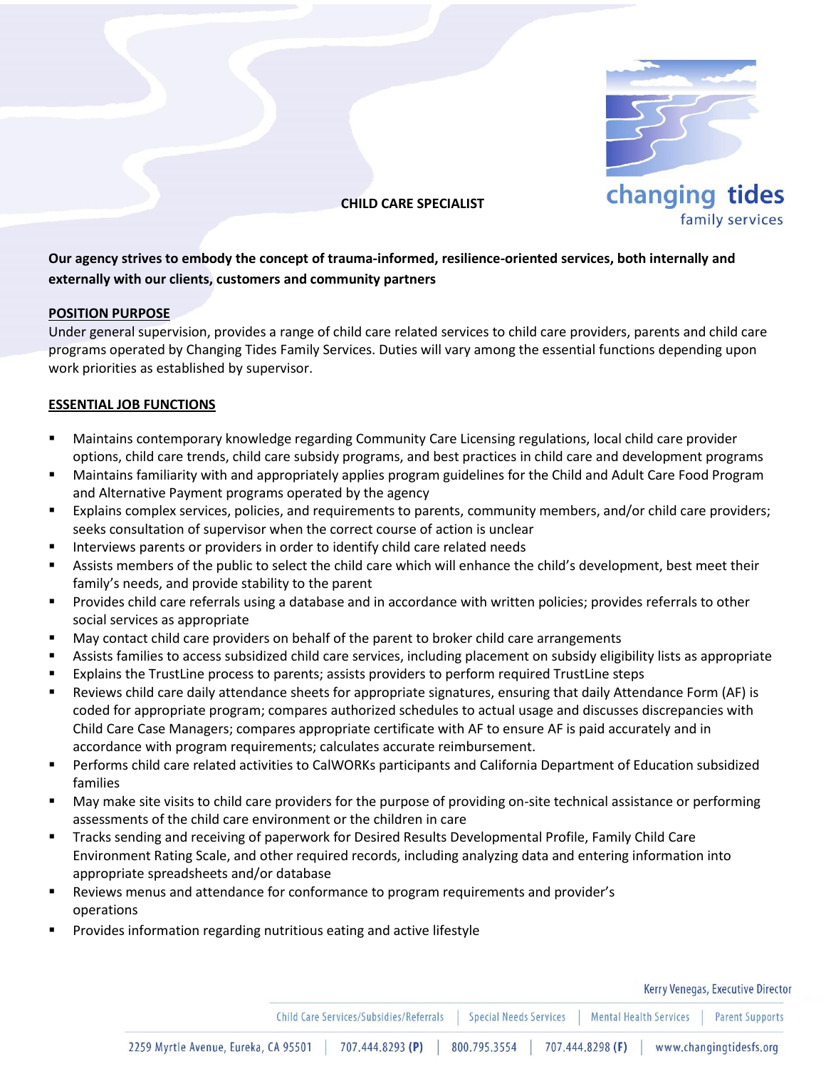# CHILD CARE SPECIALIST

**Our agency strives to embody the concept of trauma-informed, resilience-oriented services, both internally and externally with our clients, customers and community partners**

## POSITION PURPOSE

Under general supervision, provides a range of child care related services to child care providers, parents and child care programs operated by Changing Tides Family Services. Duties will vary among the essential functions depending upon work priorities as established by supervisor.

## ESSENTIAL JOB FUNCTIONS

- Maintains contemporary knowledge regarding Community Care Licensing regulations, local child care provider options, child care trends, child care subsidy programs, and best practices in child care and development programs
- Maintains familiarity with and appropriately applies program guidelines for the Child and Adult Care Food Program and Alternative Payment programs operated by the agency
- Explains complex services, policies, and requirements to parents, community members, and/or child care providers; seeks consultation of supervisor when the correct course of action is unclear
- Interviews parents or providers in order to identify child care related needs
- Assists members of the public to select the child care which will enhance the child's development, best meet their family's needs, and provide stability to the parent
- Provides child care referrals using a database and in accordance with written policies; provides referrals to other social services as appropriate
- May contact child care providers on behalf of the parent to broker child care arrangements
- Assists families to access subsidized child care services, including placement on subsidy eligibility lists as appropriate
- Explains the TrustLine process to parents; assists providers to perform required TrustLine steps
- Reviews child care daily attendance sheets for appropriate signatures, ensuring that daily Attendance Form (AF) is coded for appropriate program; compares authorized schedules to actual usage and discusses discrepancies with Child Care Case Managers; compares appropriate certificate with AF to ensure AF is paid accurately and in accordance with program requirements; calculates accurate reimbursement.
- Performs child care related activities to CalWORKs participants and California Department of Education subsidized families
- May make site visits to child care providers for the purpose of providing on-site technical assistance or performing assessments of the child care environment or the children in care
- Tracks sending and receiving of paperwork for Desired Results Developmental Profile, Family Child Care Environment Rating Scale, and other required records, including analyzing data and entering information into appropriate spreadsheets and/or database
- Reviews menus and attendance for conformance to program requirements and provider's operations
- Provides information regarding nutritious eating and active lifestyle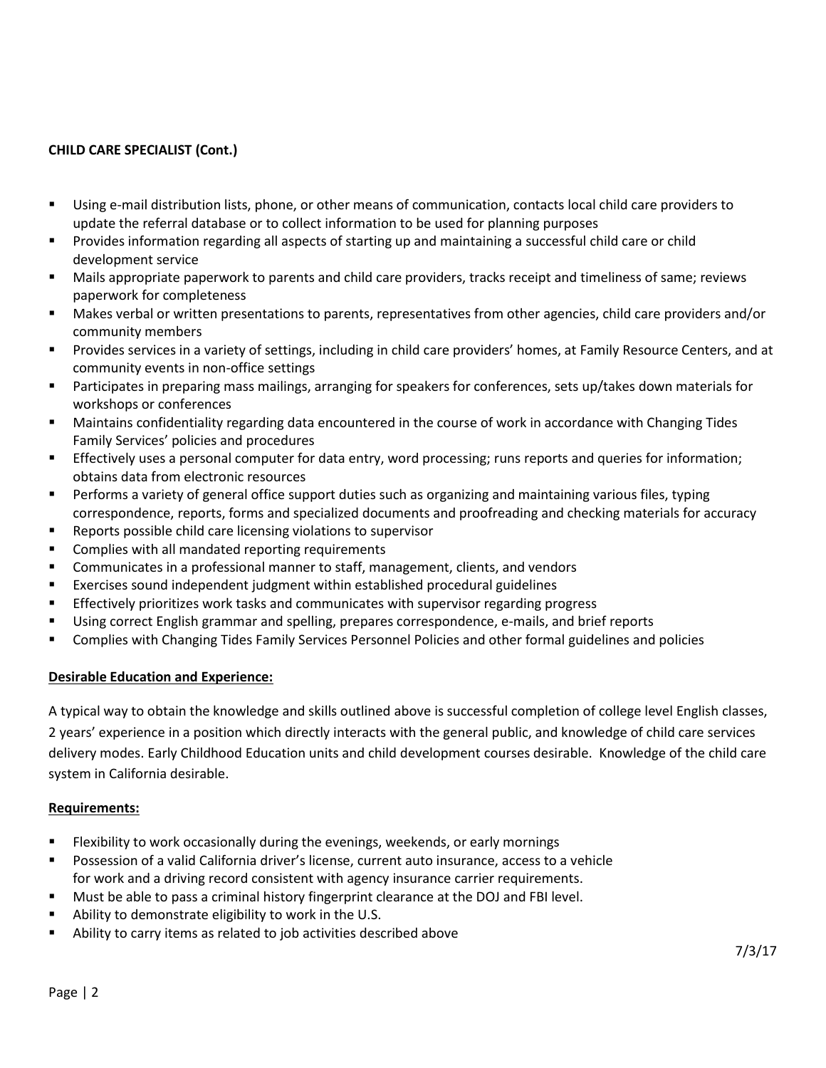**CHILD CARE SPECIALIST (Cont.)**

- Using e-mail distribution lists, phone, or other means of communication, contacts local child care providers to update the referral database or to collect information to be used for planning purposes
- Provides information regarding all aspects of starting up and maintaining a successful child care or child development service
- Mails appropriate paperwork to parents and child care providers, tracks receipt and timeliness of same; reviews paperwork for completeness
- Makes verbal or written presentations to parents, representatives from other agencies, child care providers and/or community members
- Provides services in a variety of settings, including in child care providers' homes, at Family Resource Centers, and at community events in non-office settings
- Participates in preparing mass mailings, arranging for speakers for conferences, sets up/takes down materials for workshops or conferences
- Maintains confidentiality regarding data encountered in the course of work in accordance with Changing Tides Family Services' policies and procedures
- Effectively uses a personal computer for data entry, word processing; runs reports and queries for information; obtains data from electronic resources
- Performs a variety of general office support duties such as organizing and maintaining various files, typing correspondence, reports, forms and specialized documents and proofreading and checking materials for accuracy
- Reports possible child care licensing violations to supervisor
- Complies with all mandated reporting requirements
- Communicates in a professional manner to staff, management, clients, and vendors
- Exercises sound independent judgment within established procedural guidelines
- Effectively prioritizes work tasks and communicates with supervisor regarding progress
- Using correct English grammar and spelling, prepares correspondence, e-mails, and brief reports
- Complies with Changing Tides Family Services Personnel Policies and other formal guidelines and policies

**Desirable Education and Experience:**

A typical way to obtain the knowledge and skills outlined above is successful completion of college level English classes, 2 years' experience in a position which directly interacts with the general public, and knowledge of child care services delivery modes. Early Childhood Education units and child development courses desirable. Knowledge of the child care system in California desirable.

**Requirements:**

- Flexibility to work occasionally during the evenings, weekends, or early mornings
- Possession of a valid California driver's license, current auto insurance, access to a vehicle for work and a driving record consistent with agency insurance carrier requirements.
- Must be able to pass a criminal history fingerprint clearance at the DOJ and FBI level.
- Ability to demonstrate eligibility to work in the U.S.
- Ability to carry items as related to job activities described above

7/3/17